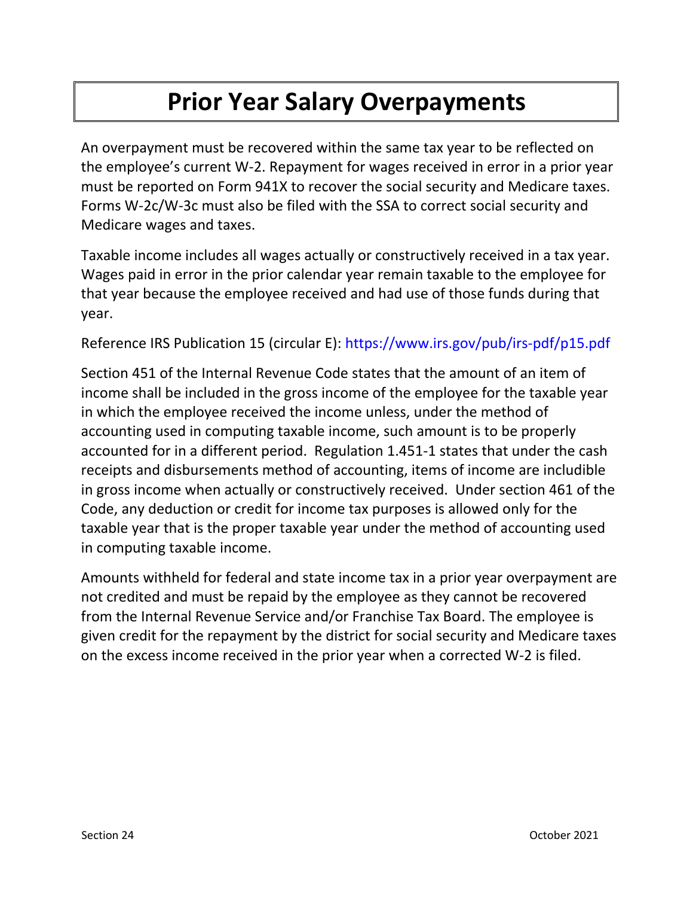# Prior Year Salary Overpayments

An overpayment must be recovered within the same tax year to be reflected on the employee's current W-2. Repayment for wages received in error in a prior year must be reported on Form 941X to recover the social security and Medicare taxes. Forms W-2c/W-3c must also be filed with the SSA to correct social security and Medicare wages and taxes.

Taxable income includes all wages actually or constructively received in a tax year. Wages paid in error in the prior calendar year remain taxable to the employee for that year because the employee received and had use of those funds during that year.

Reference IRS Publication 15 (circular E): https://www.irs.gov/pub/irs-pdf/p15.pdf

Section 451 of the Internal Revenue Code states that the amount of an item of income shall be included in the gross income of the employee for the taxable year in which the employee received the income unless, under the method of accounting used in computing taxable income, such amount is to be properly accounted for in a different period. Regulation 1.451-1 states that under the cash receipts and disbursements method of accounting, items of income are includible in gross income when actually or constructively received. Under section 461 of the Code, any deduction or credit for income tax purposes is allowed only for the taxable year that is the proper taxable year under the method of accounting used in computing taxable income.

Amounts withheld for federal and state income tax in a prior year overpayment are not credited and must be repaid by the employee as they cannot be recovered from the Internal Revenue Service and/or Franchise Tax Board. The employee is given credit for the repayment by the district for social security and Medicare taxes on the excess income received in the prior year when a corrected W-2 is filed.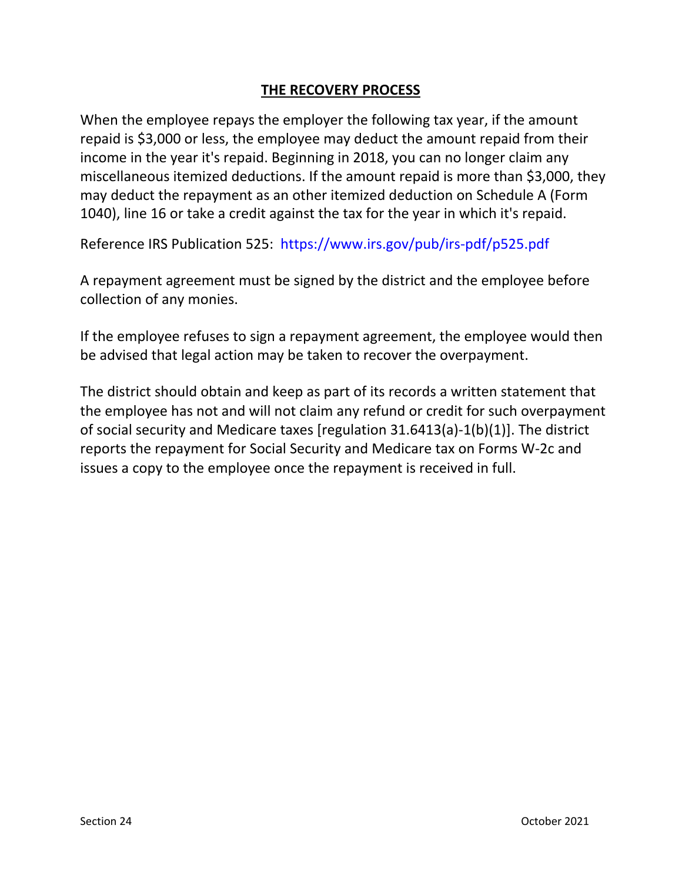## THE RECOVERY PROCESS

When the employee repays the employer the following tax year, if the amount repaid is $3,000 or less, the employee may deduct the amount repaid from their income in the year it's repaid. Beginning in 2018, you can no longer claim any miscellaneous itemized deductions. If the amount repaid is more than $3,000, they may deduct the repayment as an other itemized deduction on Schedule A (Form 1040), line 16 or take a credit against the tax for the year in which it's repaid.

Reference IRS Publication 525: https://www.irs.gov/pub/irs-pdf/p525.pdf

A repayment agreement must be signed by the district and the employee before collection of any monies.

If the employee refuses to sign a repayment agreement, the employee would then be advised that legal action may be taken to recover the overpayment.

The district should obtain and keep as part of its records a written statement that the employee has not and will not claim any refund or credit for such overpayment of social security and Medicare taxes [regulation 31.6413(a)-1(b)(1)]. The district reports the repayment for Social Security and Medicare tax on Forms W-2c and issues a copy to the employee once the repayment is received in full.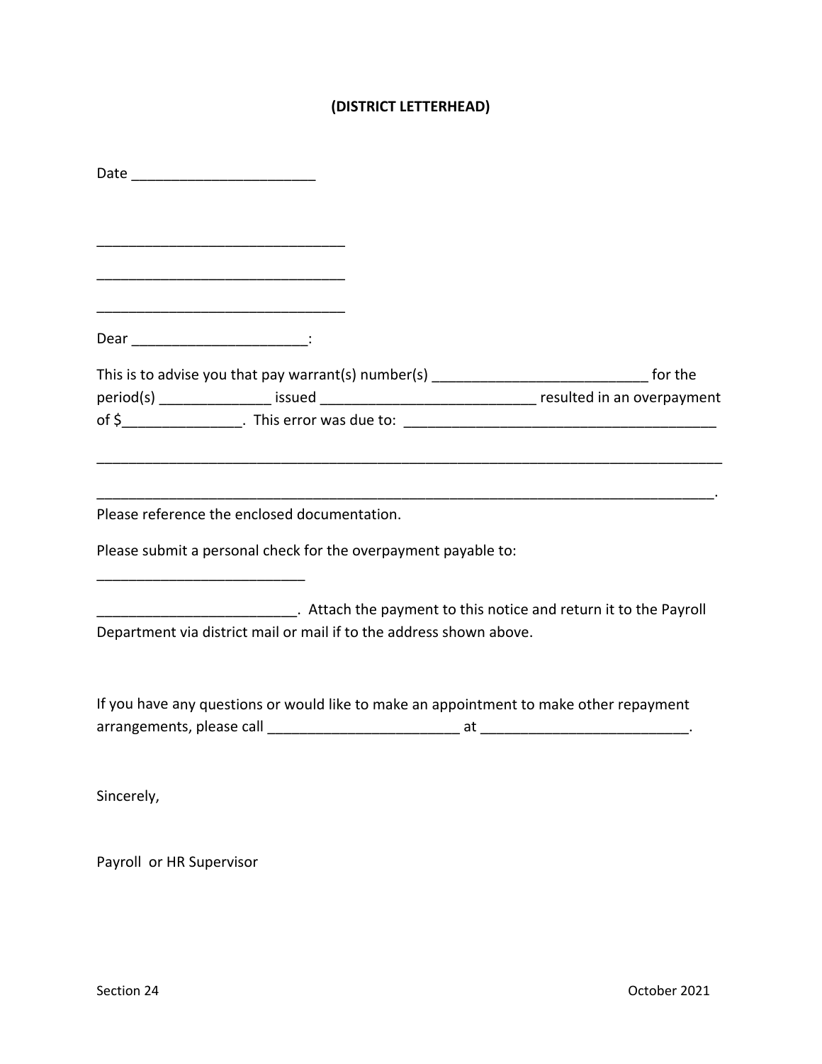**(DISTRICT LETTERHEAD)**

Date ________________________

________________________________

________________________________

________________________________

Dear _______________________:

This is to advise you that pay warrant(s) number(s) ___________________________ for the period(s) ______________ issued ___________________________ resulted in an overpayment of $_______________. This error was due to: _______________________________________

_________________________________________________________________________________

________________________________________________________________________________.

Please reference the enclosed documentation.

Please submit a personal check for the overpayment payable to:

__________________________

________________________. Attach the payment to this notice and return it to the Payroll Department via district mail or mail if to the address shown above.

If you have any questions or would like to make an appointment to make other repayment arrangements, please call ________________________ at __________________________.

Sincerely,

Payroll or HR Supervisor

Section 24 October 2021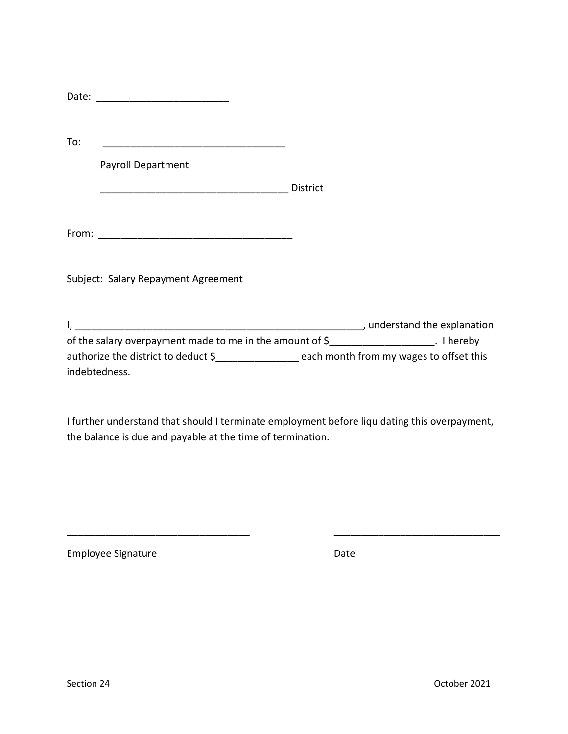Date: ________________________

To: _________________________________

Payroll Department

__________________________________ District

From: ___________________________________

Subject: Salary Repayment Agreement

I, ____________________________________________________, understand the explanation of the salary overpayment made to me in the amount of $__________________. I hereby authorize the district to deduct $______________ each month from my wages to offset this indebtedness.

I further understand that should I terminate employment before liquidating this overpayment, the balance is due and payable at the time of termination.

_________________________________ ______________________________

Employee Signature Date

Section 24 October 2021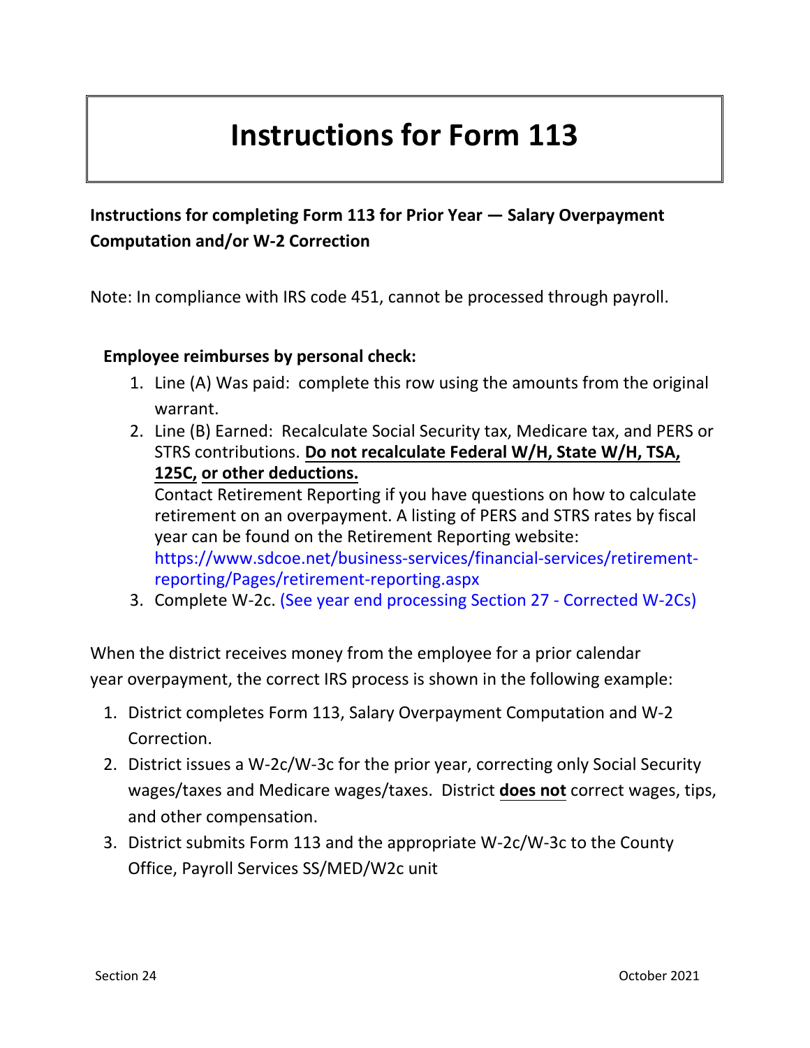# Instructions for Form 113

**Instructions for completing Form 113 for Prior Year — Salary Overpayment Computation and/or W-2 Correction**

Note: In compliance with IRS code 451, cannot be processed through payroll.

**Employee reimburses by personal check:**

1. Line (A) Was paid: complete this row using the amounts from the original warrant.
2. Line (B) Earned: Recalculate Social Security tax, Medicare tax, and PERS or STRS contributions. **Do not recalculate Federal W/H, State W/H, TSA, 125C, or other deductions.**
   Contact Retirement Reporting if you have questions on how to calculate retirement on an overpayment. A listing of PERS and STRS rates by fiscal year can be found on the Retirement Reporting website: https://www.sdcoe.net/business-services/financial-services/retirement-reporting/Pages/retirement-reporting.aspx
3. Complete W-2c. (See year end processing Section 27 - Corrected W-2Cs)

When the district receives money from the employee for a prior calendar year overpayment, the correct IRS process is shown in the following example:

1. District completes Form 113, Salary Overpayment Computation and W-2 Correction.
2. District issues a W-2c/W-3c for the prior year, correcting only Social Security wages/taxes and Medicare wages/taxes. District **does not** correct wages, tips, and other compensation.
3. District submits Form 113 and the appropriate W-2c/W-3c to the County Office, Payroll Services SS/MED/W2c unit